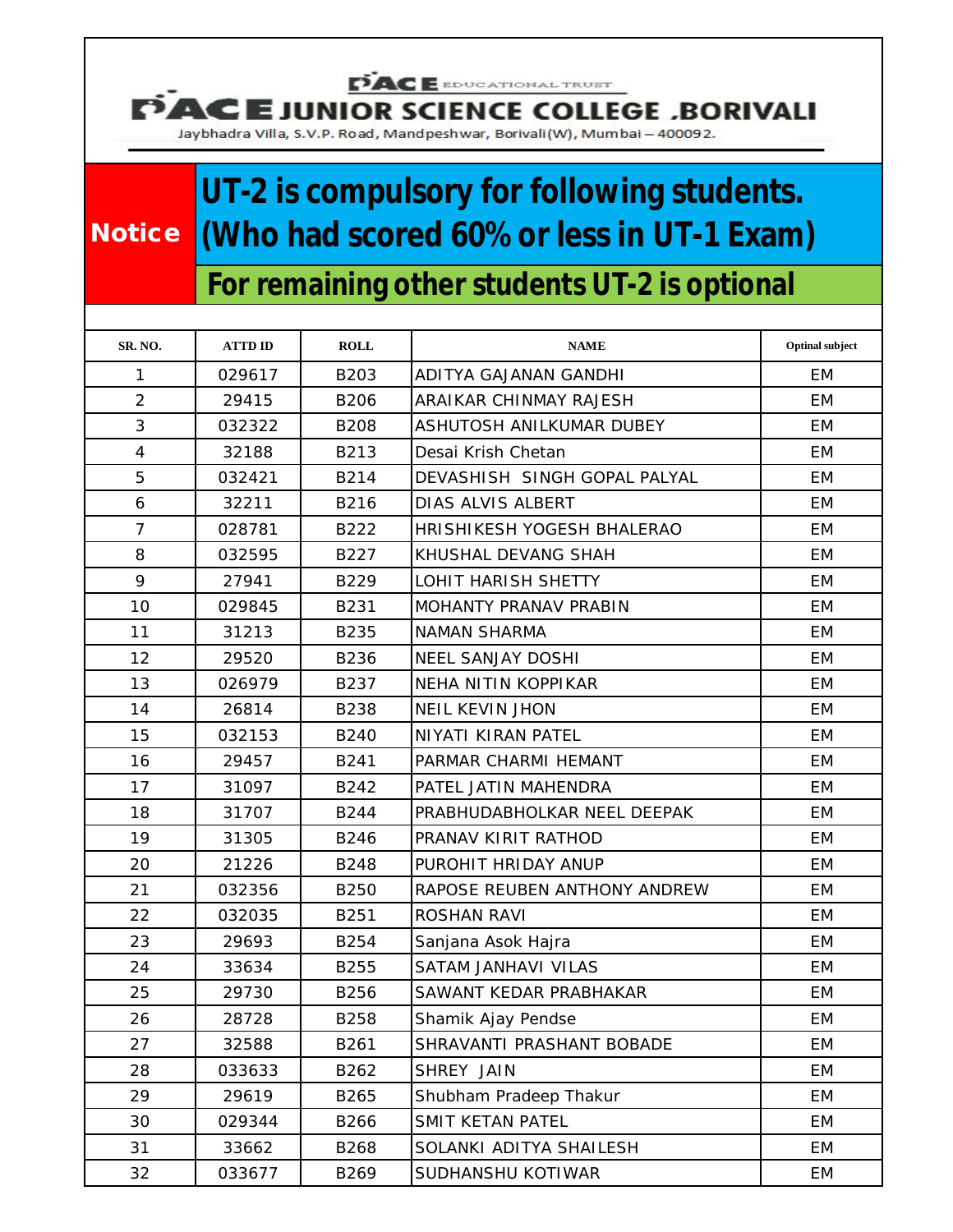PACE EDUCATIONAL TRUST

# PACE JUNIOR SCIENCE COLLEGE .BORIVALI

Jaybhadra Villa, S.V.P. Road, Mandpeshwar, Borivali(W), Mumbai – 400092.

**Notice**

## UT-2 is compulsory for following students. (Who had scored 60% or less in UT-1 Exam)

### For remaining other students UT-2 is optional

| SR. NO. | ATTD ID | ROLL | NAME | Optinal subject |
|---|---|---|---|---|
| 1 | 029617 | B203 | ADITYA GAJANAN GANDHI | EM |
| 2 | 29415 | B206 | ARAIKAR CHINMAY RAJESH | EM |
| 3 | 032322 | B208 | ASHUTOSH ANILKUMAR DUBEY | EM |
| 4 | 32188 | B213 | Desai Krish Chetan | EM |
| 5 | 032421 | B214 | DEVASHISH SINGH GOPAL PALYAL | EM |
| 6 | 32211 | B216 | DIAS ALVIS ALBERT | EM |
| 7 | 028781 | B222 | HRISHIKESH YOGESH BHALERAO | EM |
| 8 | 032595 | B227 | KHUSHAL DEVANG SHAH | EM |
| 9 | 27941 | B229 | LOHIT HARISH SHETTY | EM |
| 10 | 029845 | B231 | MOHANTY PRANAV PRABIN | EM |
| 11 | 31213 | B235 | NAMAN SHARMA | EM |
| 12 | 29520 | B236 | NEEL SANJAY DOSHI | EM |
| 13 | 026979 | B237 | NEHA NITIN KOPPIKAR | EM |
| 14 | 26814 | B238 | NEIL KEVIN JHON | EM |
| 15 | 032153 | B240 | NIYATI KIRAN PATEL | EM |
| 16 | 29457 | B241 | PARMAR CHARMI HEMANT | EM |
| 17 | 31097 | B242 | PATEL JATIN MAHENDRA | EM |
| 18 | 31707 | B244 | PRABHUDABHOLKAR NEEL DEEPAK | EM |
| 19 | 31305 | B246 | PRANAV KIRIT RATHOD | EM |
| 20 | 21226 | B248 | PUROHIT HRIDAY ANUP | EM |
| 21 | 032356 | B250 | RAPOSE REUBEN ANTHONY ANDREW | EM |
| 22 | 032035 | B251 | ROSHAN RAVI | EM |
| 23 | 29693 | B254 | Sanjana Asok Hajra | EM |
| 24 | 33634 | B255 | SATAM JANHAVI VILAS | EM |
| 25 | 29730 | B256 | SAWANT KEDAR PRABHAKAR | EM |
| 26 | 28728 | B258 | Shamik Ajay Pendse | EM |
| 27 | 32588 | B261 | SHRAVANTI PRASHANT BOBADE | EM |
| 28 | 033633 | B262 | SHREY JAIN | EM |
| 29 | 29619 | B265 | Shubham Pradeep Thakur | EM |
| 30 | 029344 | B266 | SMIT KETAN PATEL | EM |
| 31 | 33662 | B268 | SOLANKI ADITYA SHAILESH | EM |
| 32 | 033677 | B269 | SUDHANSHU KOTIWAR | EM |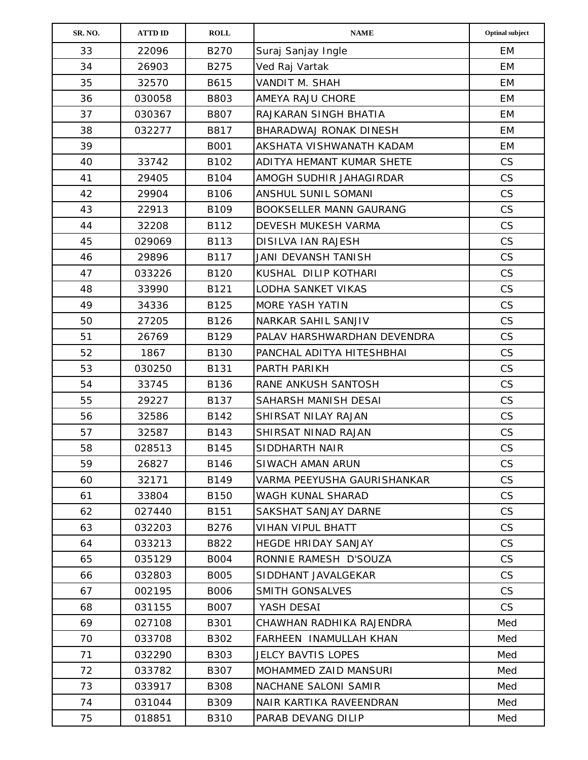| SR. NO. | ATTD ID | ROLL | NAME | Optinal subject |
|---|---|---|---|---|
| 33 | 22096 | B270 | Suraj Sanjay Ingle | EM |
| 34 | 26903 | B275 | Ved Raj Vartak | EM |
| 35 | 32570 | B615 | VANDIT M. SHAH | EM |
| 36 | 030058 | B803 | AMEYA RAJU CHORE | EM |
| 37 | 030367 | B807 | RAJKARAN SINGH BHATIA | EM |
| 38 | 032277 | B817 | BHARADWAJ RONAK DINESH | EM |
| 39 | | B001 | AKSHATA VISHWANATH KADAM | EM |
| 40 | 33742 | B102 | ADITYA HEMANT KUMAR SHETE | CS |
| 41 | 29405 | B104 | AMOGH SUDHIR JAHAGIRDAR | CS |
| 42 | 29904 | B106 | ANSHUL SUNIL SOMANI | CS |
| 43 | 22913 | B109 | BOOKSELLER MANN GAURANG | CS |
| 44 | 32208 | B112 | DEVESH MUKESH VARMA | CS |
| 45 | 029069 | B113 | DISILVA IAN RAJESH | CS |
| 46 | 29896 | B117 | JANI DEVANSH TANISH | CS |
| 47 | 033226 | B120 | KUSHAL DILIP KOTHARI | CS |
| 48 | 33990 | B121 | LODHA SANKET VIKAS | CS |
| 49 | 34336 | B125 | MORE YASH YATIN | CS |
| 50 | 27205 | B126 | NARKAR SAHIL SANJIV | CS |
| 51 | 26769 | B129 | PALAV HARSHWARDHAN DEVENDRA | CS |
| 52 | 1867 | B130 | PANCHAL ADITYA HITESHBHAI | CS |
| 53 | 030250 | B131 | PARTH PARIKH | CS |
| 54 | 33745 | B136 | RANE ANKUSH SANTOSH | CS |
| 55 | 29227 | B137 | SAHARSH MANISH DESAI | CS |
| 56 | 32586 | B142 | SHIRSAT NILAY RAJAN | CS |
| 57 | 32587 | B143 | SHIRSAT NINAD RAJAN | CS |
| 58 | 028513 | B145 | SIDDHARTH NAIR | CS |
| 59 | 26827 | B146 | SIWACH AMAN ARUN | CS |
| 60 | 32171 | B149 | VARMA PEEYUSHA GAURISHANKAR | CS |
| 61 | 33804 | B150 | WAGH KUNAL SHARAD | CS |
| 62 | 027440 | B151 | SAKSHAT SANJAY DARNE | CS |
| 63 | 032203 | B276 | VIHAN VIPUL BHATT | CS |
| 64 | 033213 | B822 | HEGDE HRIDAY SANJAY | CS |
| 65 | 035129 | B004 | RONNIE RAMESH D'SOUZA | CS |
| 66 | 032803 | B005 | SIDDHANT JAVALGEKAR | CS |
| 67 | 002195 | B006 | SMITH GONSALVES | CS |
| 68 | 031155 | B007 | YASH DESAI | CS |
| 69 | 027108 | B301 | CHAWHAN RADHIKA RAJENDRA | Med |
| 70 | 033708 | B302 | FARHEEN INAMULLAH KHAN | Med |
| 71 | 032290 | B303 | JELCY BAVTIS LOPES | Med |
| 72 | 033782 | B307 | MOHAMMED ZAID MANSURI | Med |
| 73 | 033917 | B308 | NACHANE SALONI SAMIR | Med |
| 74 | 031044 | B309 | NAIR KARTIKA RAVEENDRAN | Med |
| 75 | 018851 | B310 | PARAB DEVANG DILIP | Med |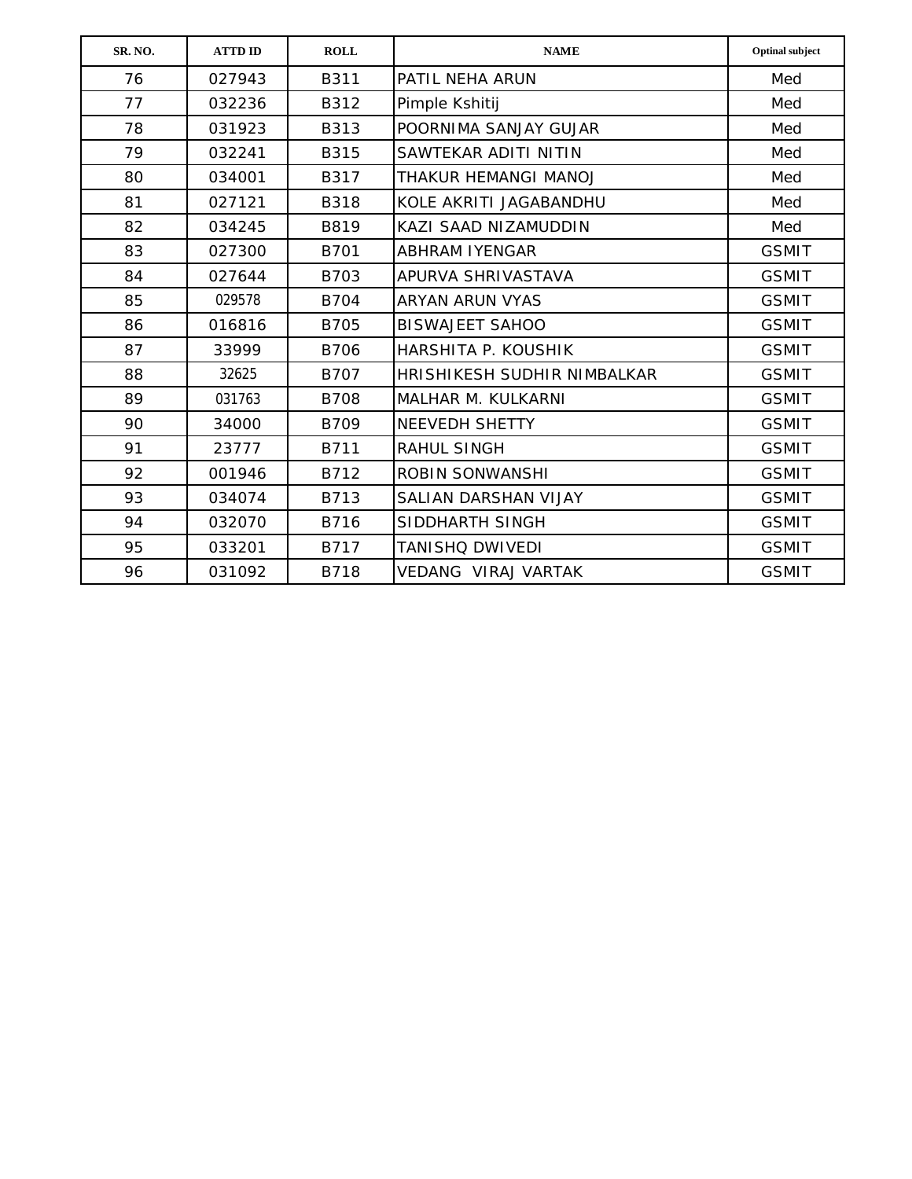| SR. NO. | ATTD ID | ROLL | NAME | Optinal subject |
|---|---|---|---|---|
| 76 | 027943 | B311 | PATIL NEHA ARUN | Med |
| 77 | 032236 | B312 | Pimple Kshitij | Med |
| 78 | 031923 | B313 | POORNIMA SANJAY GUJAR | Med |
| 79 | 032241 | B315 | SAWTEKAR ADITI NITIN | Med |
| 80 | 034001 | B317 | THAKUR HEMANGI MANOJ | Med |
| 81 | 027121 | B318 | KOLE AKRITI JAGABANDHU | Med |
| 82 | 034245 | B819 | KAZI SAAD NIZAMUDDIN | Med |
| 83 | 027300 | B701 | ABHRAM IYENGAR | GSMIT |
| 84 | 027644 | B703 | APURVA SHRIVASTAVA | GSMIT |
| 85 | 029578 | B704 | ARYAN ARUN VYAS | GSMIT |
| 86 | 016816 | B705 | BISWAJEET SAHOO | GSMIT |
| 87 | 33999 | B706 | HARSHITA P. KOUSHIK | GSMIT |
| 88 | 32625 | B707 | HRISHIKESH SUDHIR NIMBALKAR | GSMIT |
| 89 | 031763 | B708 | MALHAR M. KULKARNI | GSMIT |
| 90 | 34000 | B709 | NEEVEDH SHETTY | GSMIT |
| 91 | 23777 | B711 | RAHUL SINGH | GSMIT |
| 92 | 001946 | B712 | ROBIN SONWANSHI | GSMIT |
| 93 | 034074 | B713 | SALIAN DARSHAN VIJAY | GSMIT |
| 94 | 032070 | B716 | SIDDHARTH SINGH | GSMIT |
| 95 | 033201 | B717 | TANISHQ DWIVEDI | GSMIT |
| 96 | 031092 | B718 | VEDANG VIRAJ VARTAK | GSMIT |